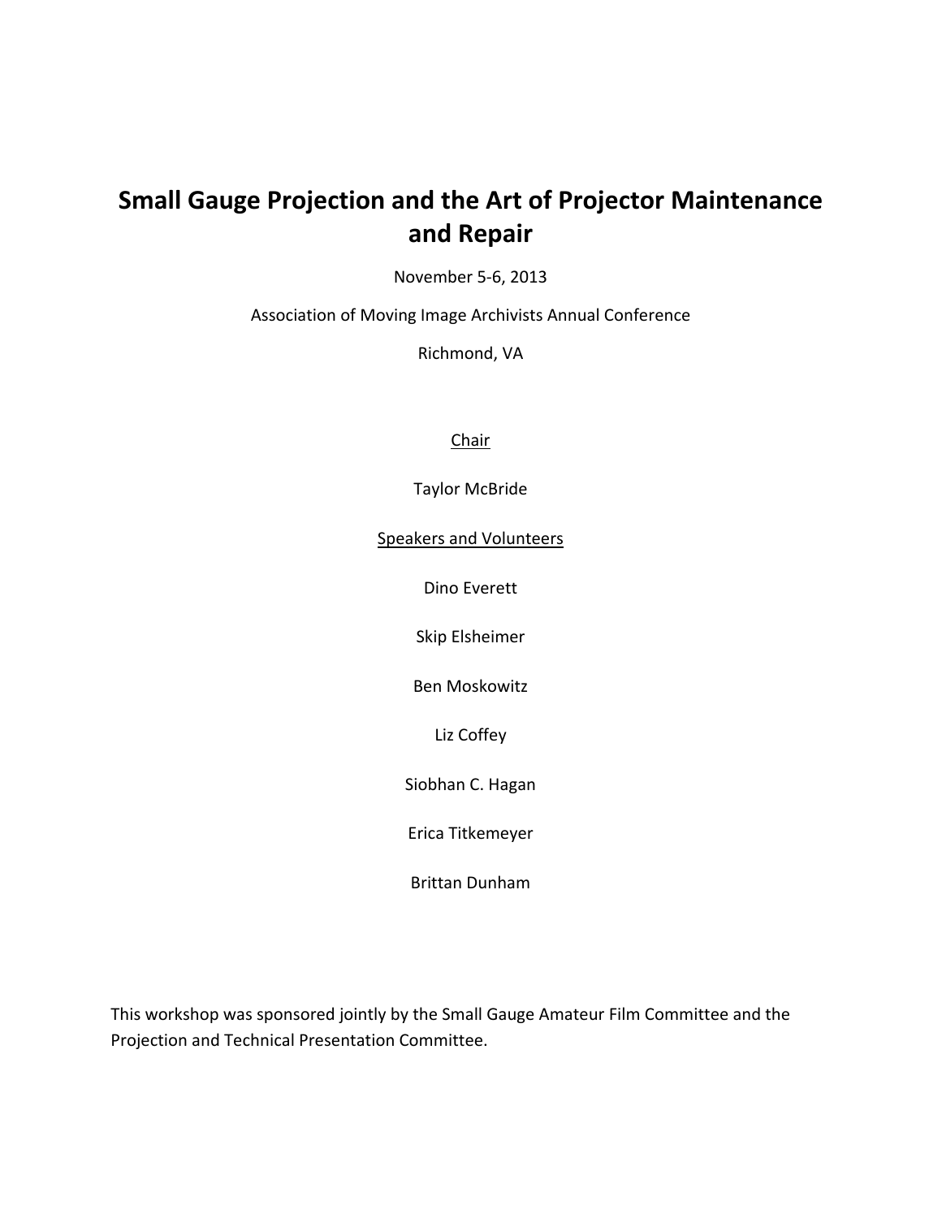# Small Gauge Projection and the Art of Projector Maintenance and Repair

November 5-6, 2013

Association of Moving Image Archivists Annual Conference

Richmond, VA

<u>Chair</u>

Taylor McBride

<u>Speakers and Volunteers</u>

Dino Everett

Skip Elsheimer

Ben Moskowitz

Liz Coffey

Siobhan C. Hagan

Erica Titkemeyer

Brittan Dunham

This workshop was sponsored jointly by the Small Gauge Amateur Film Committee and the Projection and Technical Presentation Committee.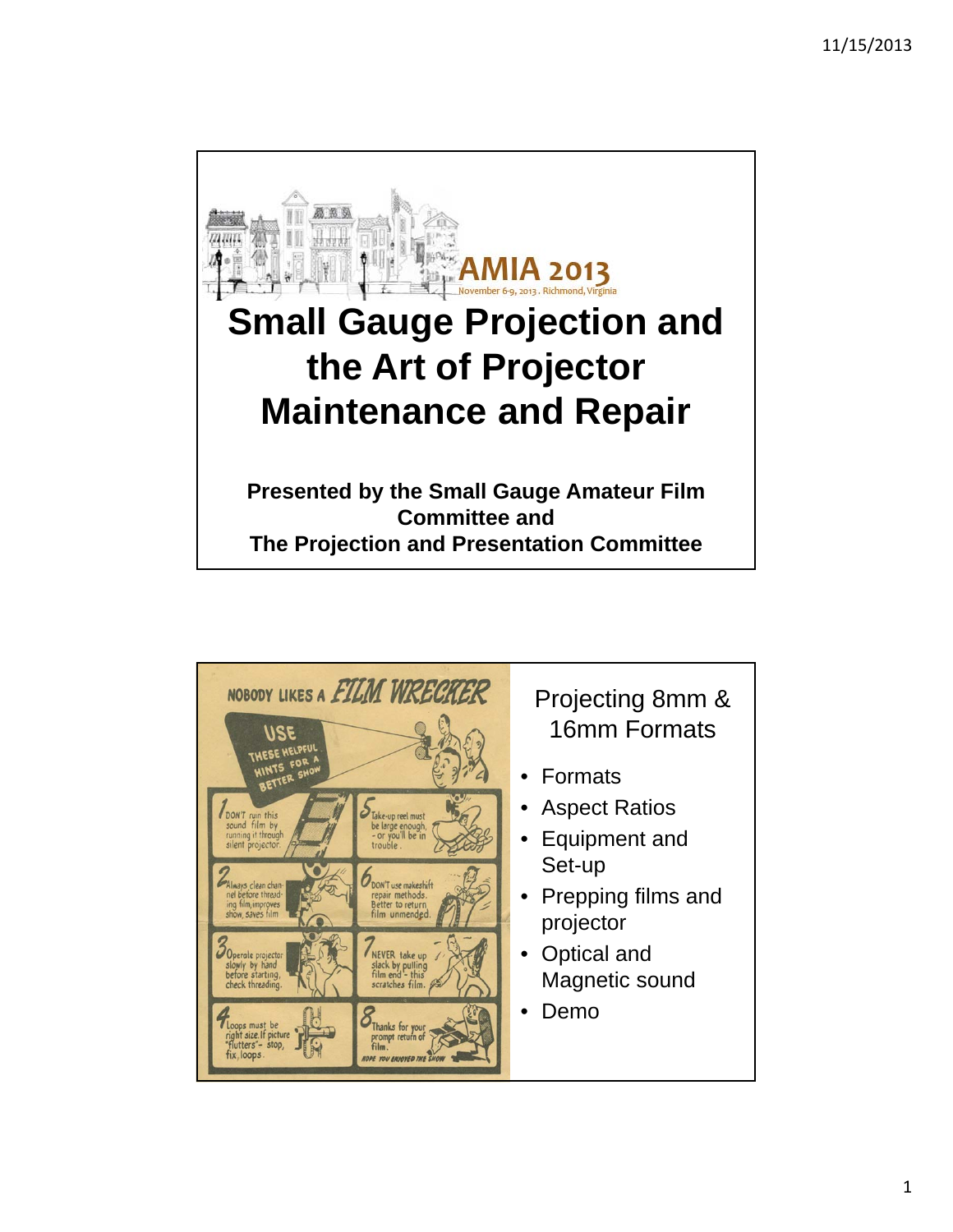# Small Gauge Projection and the Art of Projector Maintenance and Repair

**Presented by the Small Gauge Amateur Film Committee and**
**The Projection and Presentation Committee**

---

NOBODY LIKES A FILM WRECKER

USE THESE HELPFUL HINTS FOR A BETTER SHOW

1. DON'T ruin this sound film by running it through silent projector.
2. Always clean channel before threading film, improves show, saves film
3. Operate projector slowly by hand before starting, check threading.
4. Loops must be right size. If picture "flutters" – stop, fix loops.
5. Take-up reel must be large enough – or you'll be in trouble.
6. DON'T use makeshift repair methods. Better to return film unmended.
7. NEVER take up slack by pulling film end – this scratches film.
8. Thanks for your prompt return of film.

HOPE YOU ENJOYED THE SHOW

## Projecting 8mm & 16mm Formats

- Formats
- Aspect Ratios
- Equipment and Set-up
- Prepping films and projector
- Optical and Magnetic sound
- Demo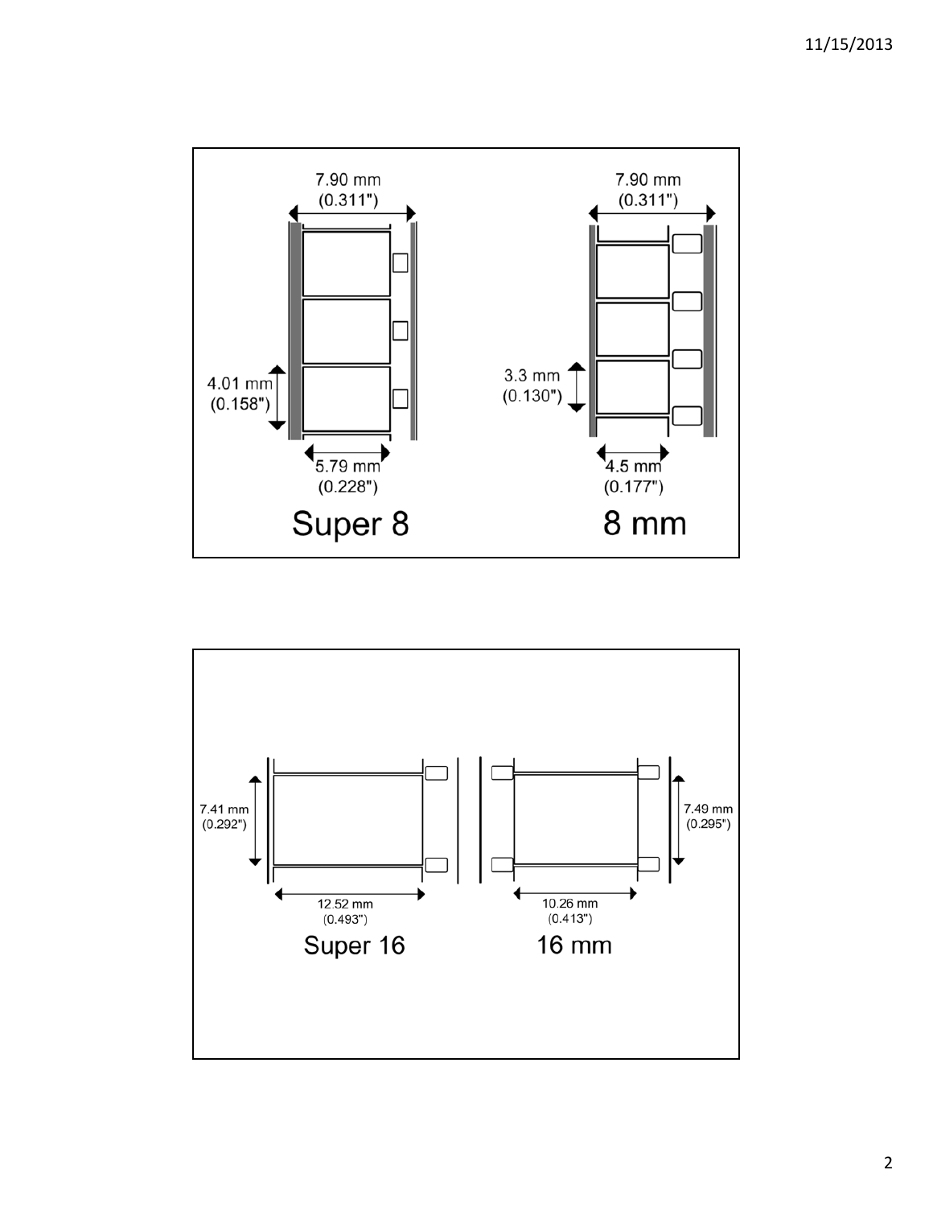7.90 mm
(0.311")

4.01 mm
(0.158")

5.79 mm
(0.228")

Super 8

7.90 mm
(0.311")

3.3 mm
(0.130")

4.5 mm
(0.177")

8 mm

7.41 mm
(0.292")

12.52 mm
(0.493")

Super 16

7.49 mm
(0.295")

10.26 mm
(0.413")

16 mm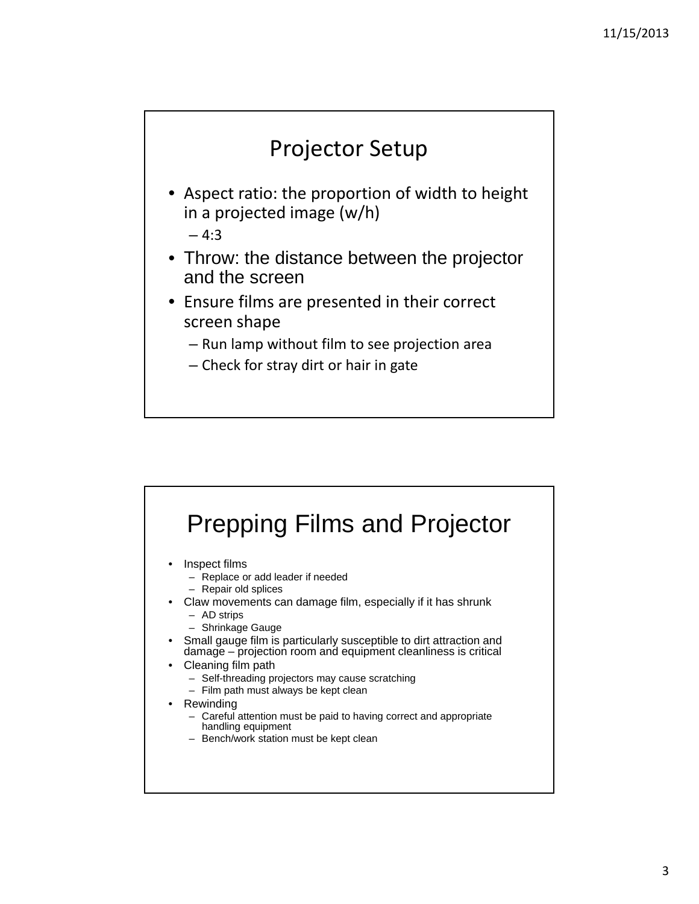## Projector Setup

- Aspect ratio: the proportion of width to height in a projected image (w/h)
  - 4:3
- Throw: the distance between the projector and the screen
- Ensure films are presented in their correct screen shape
  - Run lamp without film to see projection area
  - Check for stray dirt or hair in gate

## Prepping Films and Projector

- Inspect films
  - Replace or add leader if needed
  - Repair old splices
- Claw movements can damage film, especially if it has shrunk
  - AD strips
  - Shrinkage Gauge
- Small gauge film is particularly susceptible to dirt attraction and damage – projection room and equipment cleanliness is critical
- Cleaning film path
  - Self-threading projectors may cause scratching
  - Film path must always be kept clean
- Rewinding
  - Careful attention must be paid to having correct and appropriate handling equipment
  - Bench/work station must be kept clean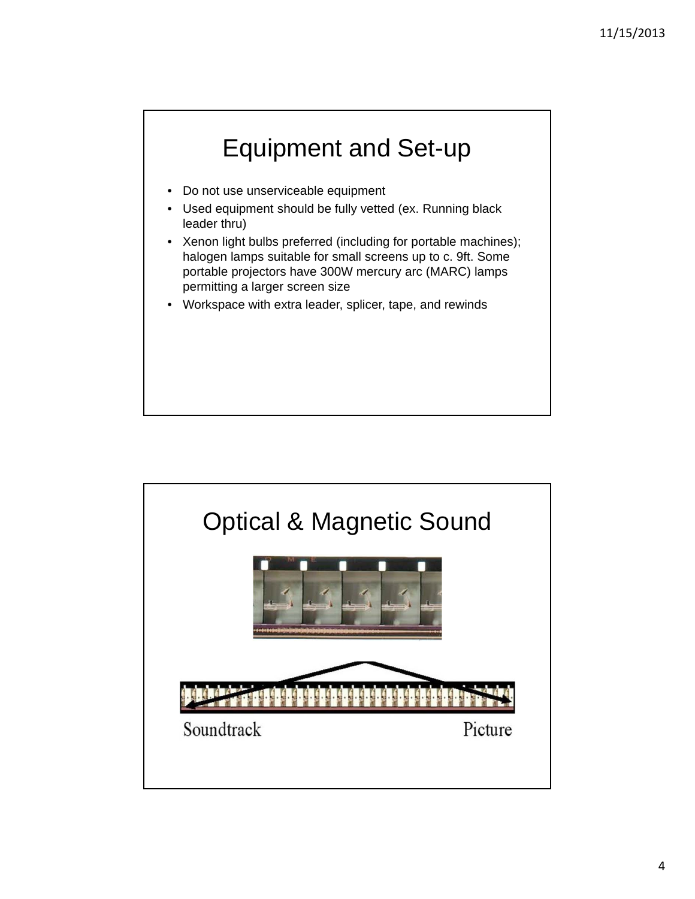# Equipment and Set-up

- Do not use unserviceable equipment
- Used equipment should be fully vetted (ex. Running black leader thru)
- Xenon light bulbs preferred (including for portable machines); halogen lamps suitable for small screens up to c. 9ft. Some portable projectors have 300W mercury arc (MARC) lamps permitting a larger screen size
- Workspace with extra leader, splicer, tape, and rewinds

# Optical & Magnetic Sound

Soundtrack

Picture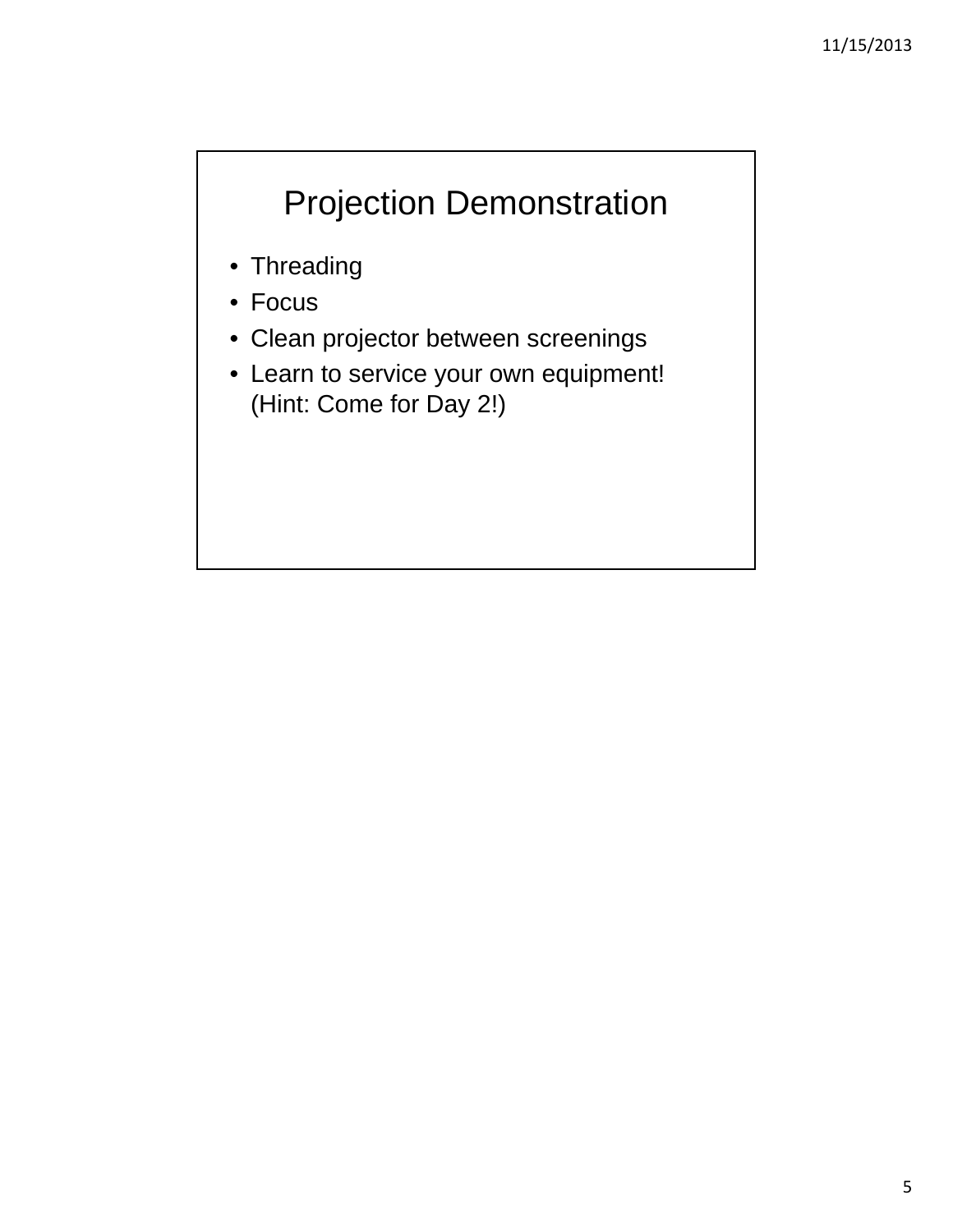# Projection Demonstration

- Threading
- Focus
- Clean projector between screenings
- Learn to service your own equipment! (Hint: Come for Day 2!)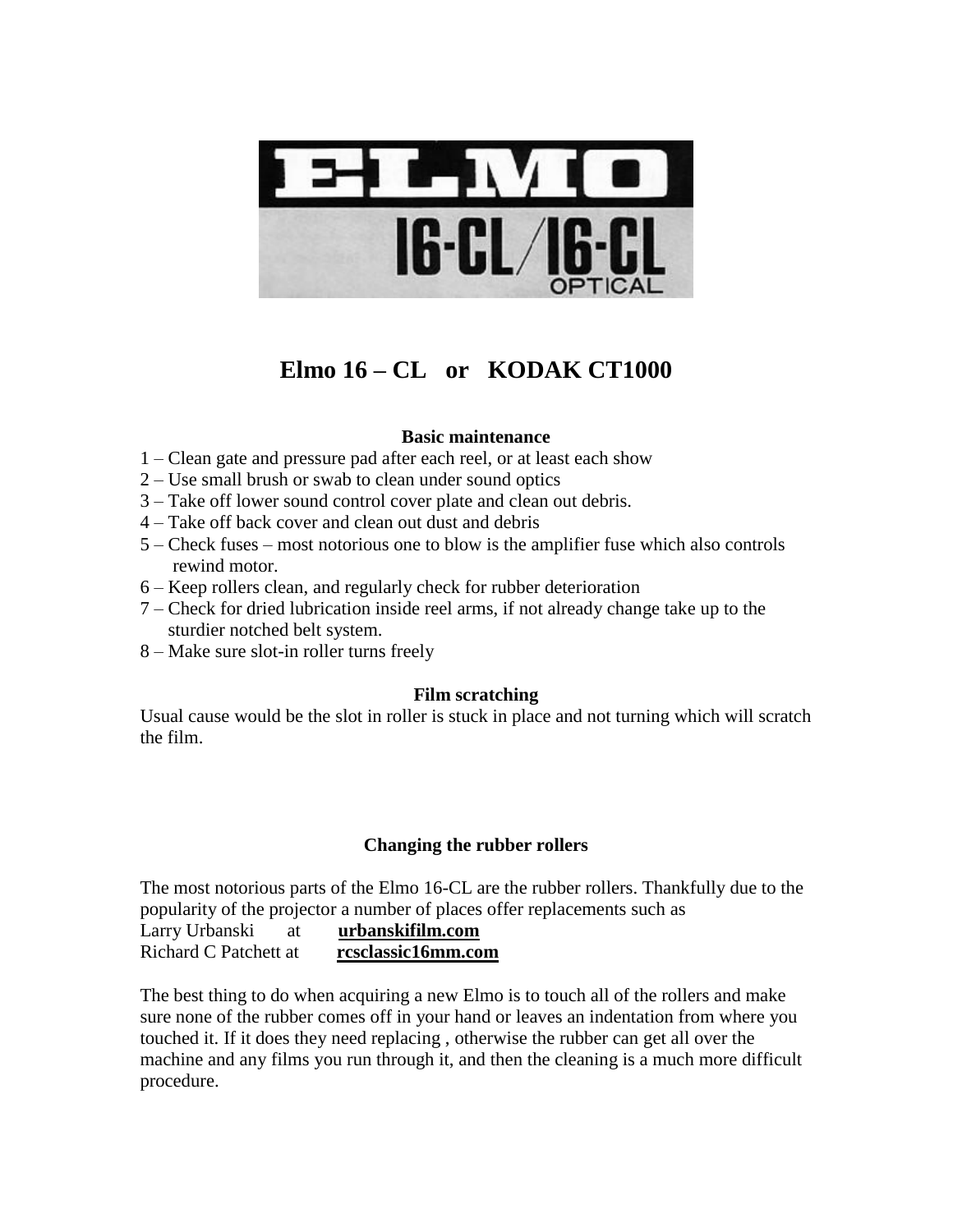# ELMO

## 16-CL/16-CL OPTICAL

# Elmo 16 – CL or KODAK CT1000

### Basic maintenance

1 – Clean gate and pressure pad after each reel, or at least each show
2 – Use small brush or swab to clean under sound optics
3 – Take off lower sound control cover plate and clean out debris.
4 – Take off back cover and clean out dust and debris
5 – Check fuses – most notorious one to blow is the amplifier fuse which also controls rewind motor.
6 – Keep rollers clean, and regularly check for rubber deterioration
7 – Check for dried lubrication inside reel arms, if not already change take up to the sturdier notched belt system.
8 – Make sure slot-in roller turns freely

### Film scratching

Usual cause would be the slot in roller is stuck in place and not turning which will scratch the film.

### Changing the rubber rollers

The most notorious parts of the Elmo 16-CL are the rubber rollers. Thankfully due to the popularity of the projector a number of places offer replacements such as
Larry Urbanski at **urbanskifilm.com**
Richard C Patchett at **rcsclassic16mm.com**

The best thing to do when acquiring a new Elmo is to touch all of the rollers and make sure none of the rubber comes off in your hand or leaves an indentation from where you touched it. If it does they need replacing , otherwise the rubber can get all over the machine and any films you run through it, and then the cleaning is a much more difficult procedure.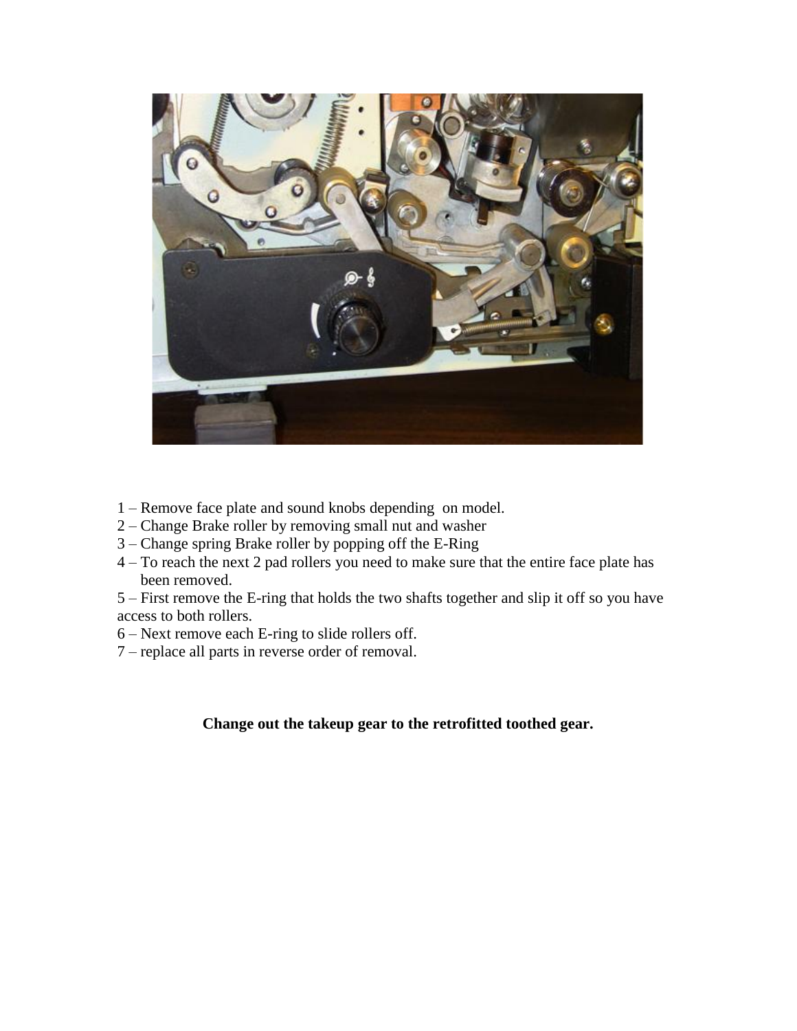1 – Remove face plate and sound knobs depending  on model.
2 – Change Brake roller by removing small nut and washer
3 – Change spring Brake roller by popping off the E-Ring
4 – To reach the next 2 pad rollers you need to make sure that the entire face plate has been removed.
5 – First remove the E-ring that holds the two shafts together and slip it off so you have access to both rollers.
6 – Next remove each E-ring to slide rollers off.
7 – replace all parts in reverse order of removal.

**Change out the takeup gear to the retrofitted toothed gear.**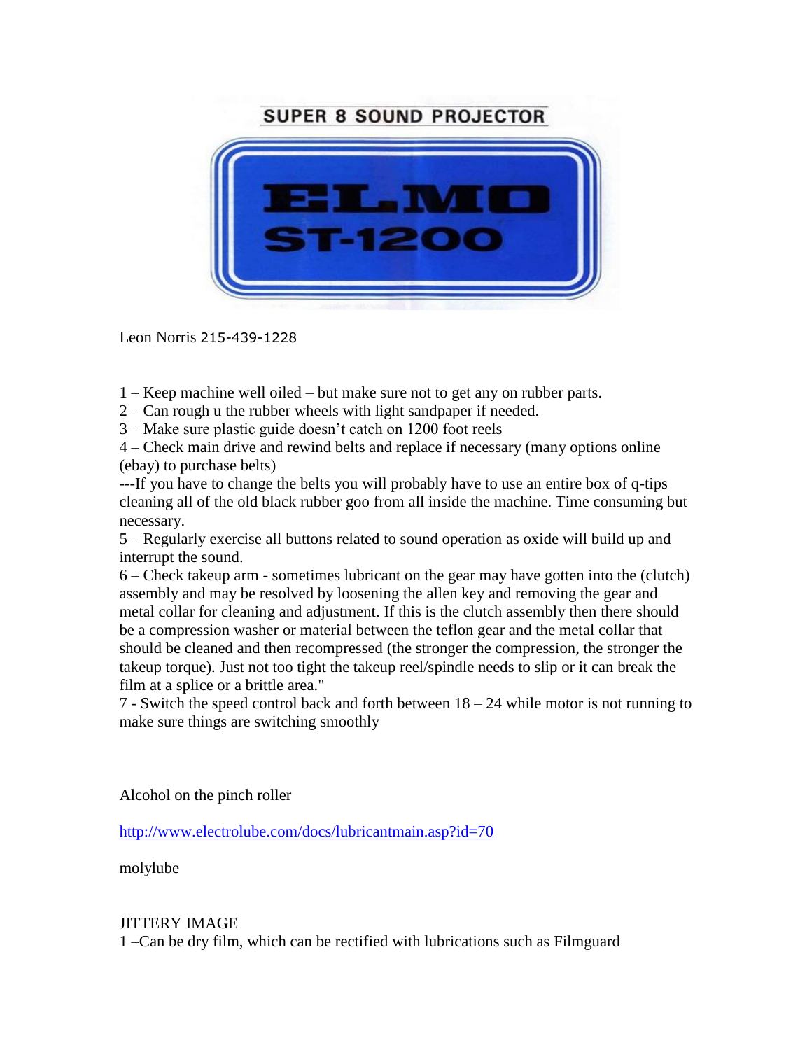# SUPER 8 SOUND PROJECTOR

# ELMO ST-1200

Leon Norris 215-439-1228

1 – Keep machine well oiled – but make sure not to get any on rubber parts.
2 – Can rough u the rubber wheels with light sandpaper if needed.
3 – Make sure plastic guide doesn't catch on 1200 foot reels
4 – Check main drive and rewind belts and replace if necessary (many options online (ebay) to purchase belts)
---If you have to change the belts you will probably have to use an entire box of q-tips cleaning all of the old black rubber goo from all inside the machine. Time consuming but necessary.
5 – Regularly exercise all buttons related to sound operation as oxide will build up and interrupt the sound.
6 – Check takeup arm - sometimes lubricant on the gear may have gotten into the (clutch) assembly and may be resolved by loosening the allen key and removing the gear and metal collar for cleaning and adjustment. If this is the clutch assembly then there should be a compression washer or material between the teflon gear and the metal collar that should be cleaned and then recompressed (the stronger the compression, the stronger the takeup torque). Just not too tight the takeup reel/spindle needs to slip or it can break the film at a splice or a brittle area."
7 - Switch the speed control back and forth between 18 – 24 while motor is not running to make sure things are switching smoothly

Alcohol on the pinch roller

http://www.electrolube.com/docs/lubricantmain.asp?id=70

molylube

JITTERY IMAGE
1 –Can be dry film, which can be rectified with lubrications such as Filmguard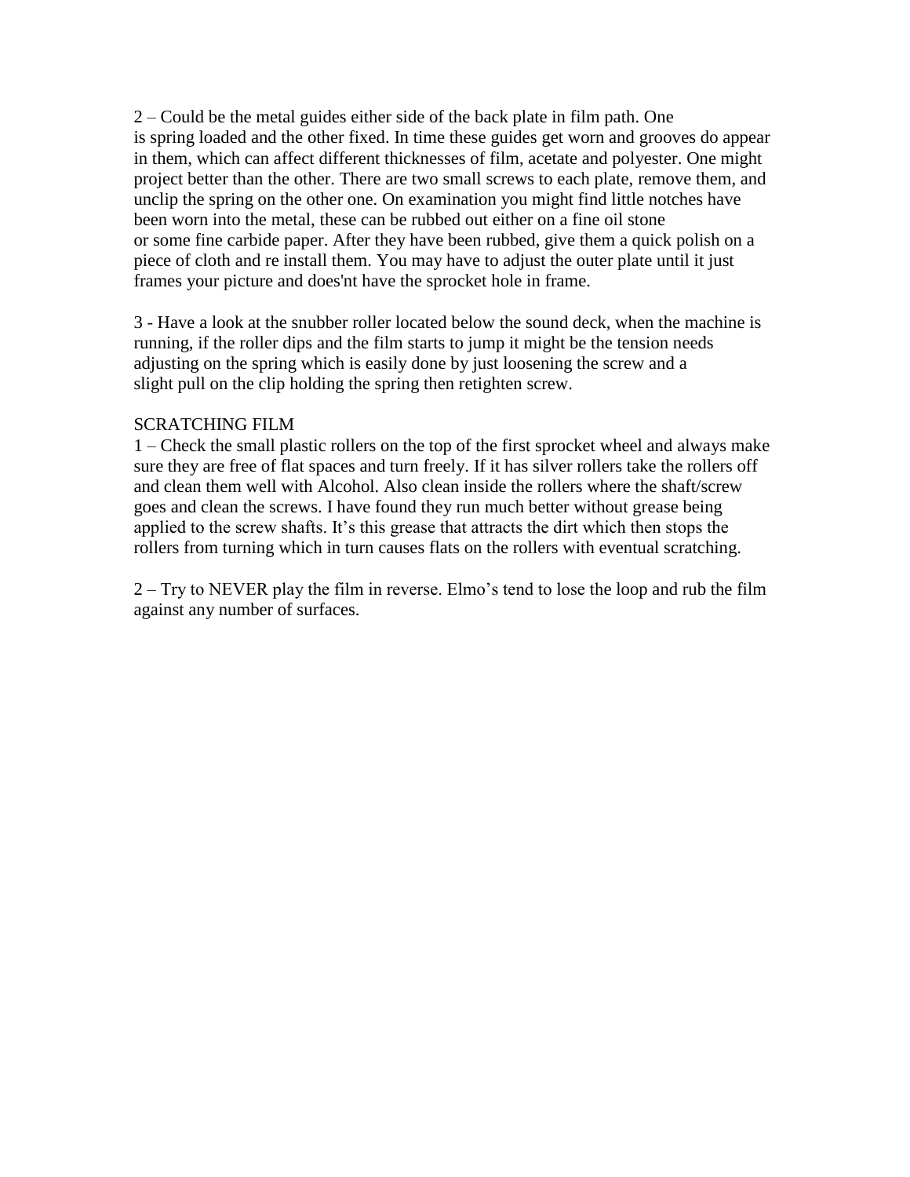2 – Could be the metal guides either side of the back plate in film path. One is spring loaded and the other fixed. In time these guides get worn and grooves do appear in them, which can affect different thicknesses of film, acetate and polyester. One might project better than the other. There are two small screws to each plate, remove them, and unclip the spring on the other one. On examination you might find little notches have been worn into the metal, these can be rubbed out either on a fine oil stone or some fine carbide paper. After they have been rubbed, give them a quick polish on a piece of cloth and re install them. You may have to adjust the outer plate until it just frames your picture and does'nt have the sprocket hole in frame.

3 - Have a look at the snubber roller located below the sound deck, when the machine is running, if the roller dips and the film starts to jump it might be the tension needs adjusting on the spring which is easily done by just loosening the screw and a slight pull on the clip holding the spring then retighten screw.

SCRATCHING FILM

1 – Check the small plastic rollers on the top of the first sprocket wheel and always make sure they are free of flat spaces and turn freely. If it has silver rollers take the rollers off and clean them well with Alcohol. Also clean inside the rollers where the shaft/screw goes and clean the screws. I have found they run much better without grease being applied to the screw shafts. It's this grease that attracts the dirt which then stops the rollers from turning which in turn causes flats on the rollers with eventual scratching.

2 – Try to NEVER play the film in reverse. Elmo's tend to lose the loop and rub the film against any number of surfaces.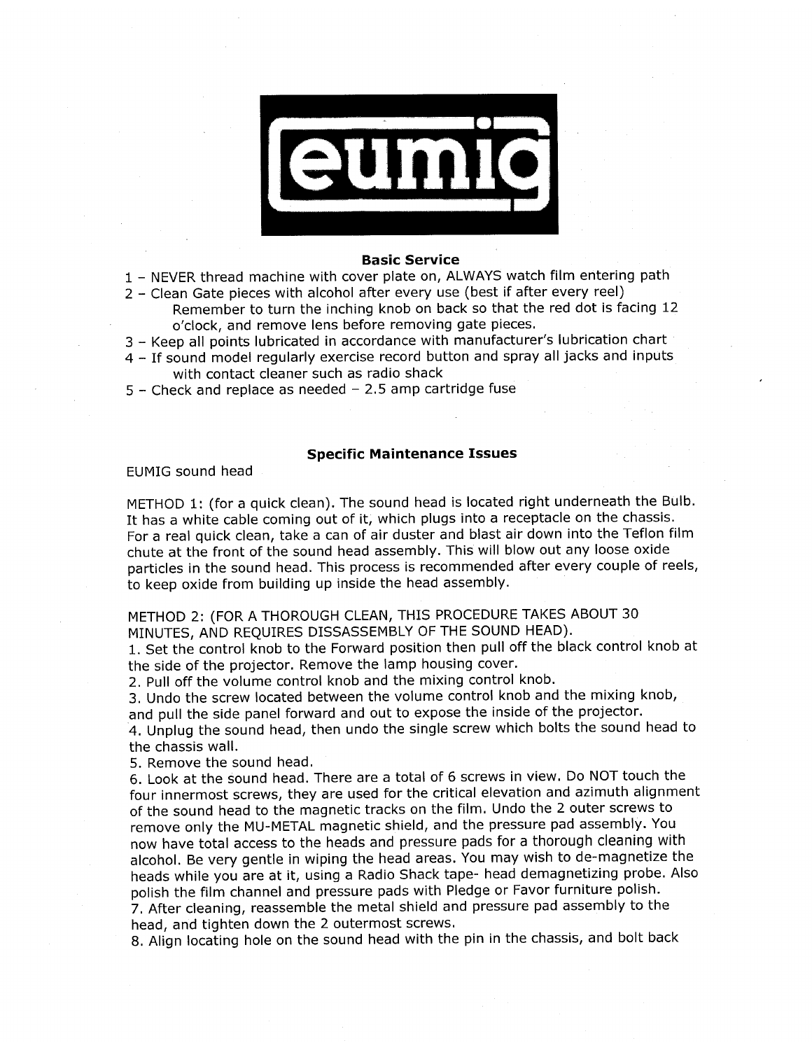eumig

## Basic Service

1 – NEVER thread machine with cover plate on, ALWAYS watch film entering path
2 – Clean Gate pieces with alcohol after every use (best if after every reel)
Remember to turn the inching knob on back so that the red dot is facing 12 o'clock, and remove lens before removing gate pieces.
3 – Keep all points lubricated in accordance with manufacturer's lubrication chart
4 – If sound model regularly exercise record button and spray all jacks and inputs with contact cleaner such as radio shack
5 – Check and replace as needed – 2.5 amp cartridge fuse

## Specific Maintenance Issues

EUMIG sound head

METHOD 1: (for a quick clean). The sound head is located right underneath the Bulb. It has a white cable coming out of it, which plugs into a receptacle on the chassis. For a real quick clean, take a can of air duster and blast air down into the Teflon film chute at the front of the sound head assembly. This will blow out any loose oxide particles in the sound head. This process is recommended after every couple of reels, to keep oxide from building up inside the head assembly.

METHOD 2: (FOR A THOROUGH CLEAN, THIS PROCEDURE TAKES ABOUT 30 MINUTES, AND REQUIRES DISSASSEMBLY OF THE SOUND HEAD).

1. Set the control knob to the Forward position then pull off the black control knob at the side of the projector. Remove the lamp housing cover.
2. Pull off the volume control knob and the mixing control knob.
3. Undo the screw located between the volume control knob and the mixing knob, and pull the side panel forward and out to expose the inside of the projector.
4. Unplug the sound head, then undo the single screw which bolts the sound head to the chassis wall.
5. Remove the sound head.
6. Look at the sound head. There are a total of 6 screws in view. Do NOT touch the four innermost screws, they are used for the critical elevation and azimuth alignment of the sound head to the magnetic tracks on the film. Undo the 2 outer screws to remove only the MU-METAL magnetic shield, and the pressure pad assembly. You now have total access to the heads and pressure pads for a thorough cleaning with alcohol. Be very gentle in wiping the head areas. You may wish to de-magnetize the heads while you are at it, using a Radio Shack tape- head demagnetizing probe. Also polish the film channel and pressure pads with Pledge or Favor furniture polish.
7. After cleaning, reassemble the metal shield and pressure pad assembly to the head, and tighten down the 2 outermost screws.
8. Align locating hole on the sound head with the pin in the chassis, and bolt back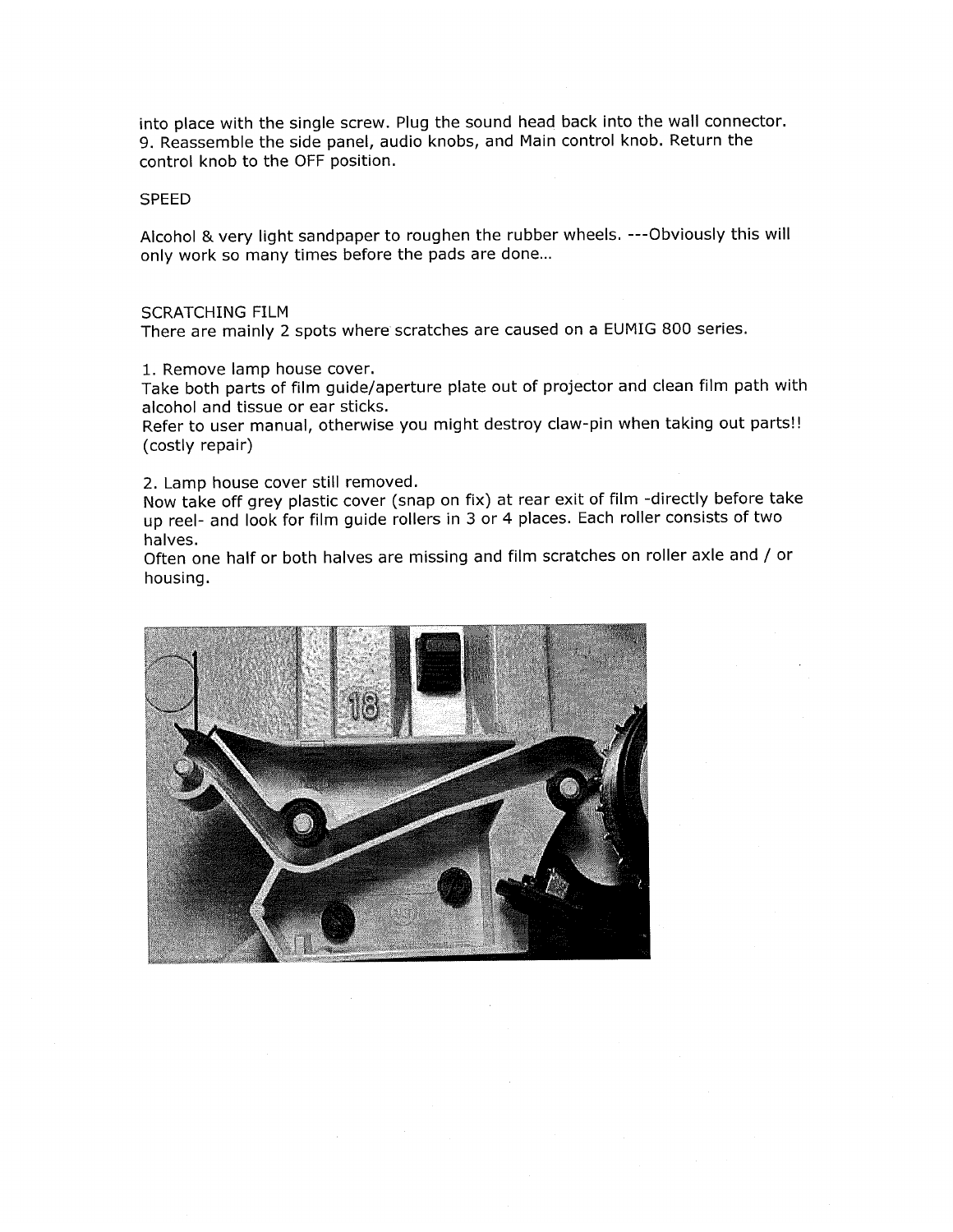into place with the single screw. Plug the sound head back into the wall connector.
9. Reassemble the side panel, audio knobs, and Main control knob. Return the control knob to the OFF position.

SPEED

Alcohol & very light sandpaper to roughen the rubber wheels. ---Obviously this will only work so many times before the pads are done...

SCRATCHING FILM
There are mainly 2 spots where scratches are caused on a EUMIG 800 series.

1. Remove lamp house cover.
Take both parts of film guide/aperture plate out of projector and clean film path with alcohol and tissue or ear sticks.
Refer to user manual, otherwise you might destroy claw-pin when taking out parts!! (costly repair)

2. Lamp house cover still removed.
Now take off grey plastic cover (snap on fix) at rear exit of film -directly before take up reel- and look for film guide rollers in 3 or 4 places. Each roller consists of two halves.
Often one half or both halves are missing and film scratches on roller axle and / or housing.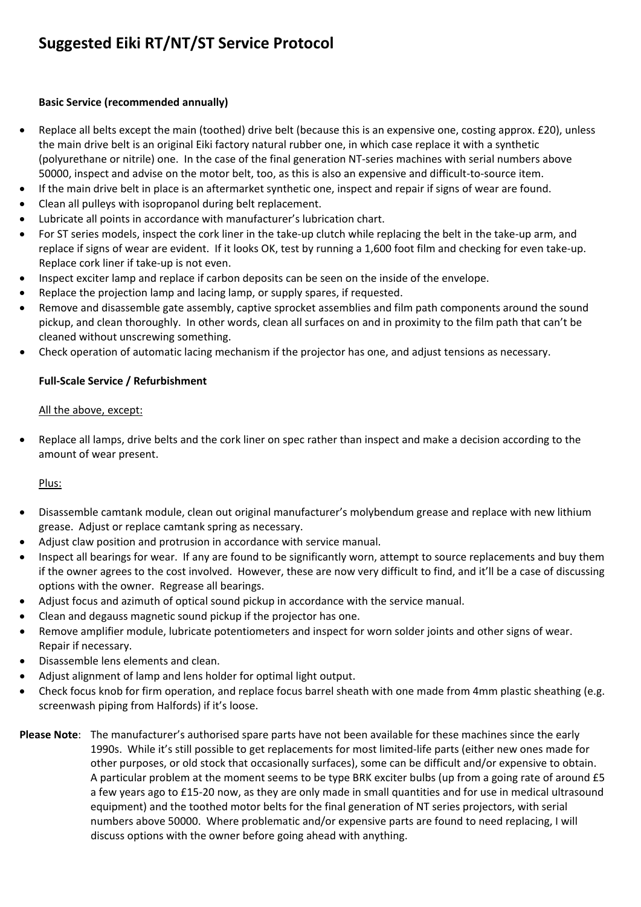# Suggested Eiki RT/NT/ST Service Protocol

**Basic Service (recommended annually)**

- Replace all belts except the main (toothed) drive belt (because this is an expensive one, costing approx. £20), unless the main drive belt is an original Eiki factory natural rubber one, in which case replace it with a synthetic (polyurethane or nitrile) one. In the case of the final generation NT-series machines with serial numbers above 50000, inspect and advise on the motor belt, too, as this is also an expensive and difficult-to-source item.
- If the main drive belt in place is an aftermarket synthetic one, inspect and repair if signs of wear are found.
- Clean all pulleys with isopropanol during belt replacement.
- Lubricate all points in accordance with manufacturer's lubrication chart.
- For ST series models, inspect the cork liner in the take-up clutch while replacing the belt in the take-up arm, and replace if signs of wear are evident. If it looks OK, test by running a 1,600 foot film and checking for even take-up. Replace cork liner if take-up is not even.
- Inspect exciter lamp and replace if carbon deposits can be seen on the inside of the envelope.
- Replace the projection lamp and lacing lamp, or supply spares, if requested.
- Remove and disassemble gate assembly, captive sprocket assemblies and film path components around the sound pickup, and clean thoroughly. In other words, clean all surfaces on and in proximity to the film path that can't be cleaned without unscrewing something.
- Check operation of automatic lacing mechanism if the projector has one, and adjust tensions as necessary.

**Full-Scale Service / Refurbishment**

<u>All the above, except:</u>

- Replace all lamps, drive belts and the cork liner on spec rather than inspect and make a decision according to the amount of wear present.

<u>Plus:</u>

- Disassemble camtank module, clean out original manufacturer's molybendum grease and replace with new lithium grease. Adjust or replace camtank spring as necessary.
- Adjust claw position and protrusion in accordance with service manual.
- Inspect all bearings for wear. If any are found to be significantly worn, attempt to source replacements and buy them if the owner agrees to the cost involved. However, these are now very difficult to find, and it'll be a case of discussing options with the owner. Regrease all bearings.
- Adjust focus and azimuth of optical sound pickup in accordance with the service manual.
- Clean and degauss magnetic sound pickup if the projector has one.
- Remove amplifier module, lubricate potentiometers and inspect for worn solder joints and other signs of wear. Repair if necessary.
- Disassemble lens elements and clean.
- Adjust alignment of lamp and lens holder for optimal light output.
- Check focus knob for firm operation, and replace focus barrel sheath with one made from 4mm plastic sheathing (e.g. screenwash piping from Halfords) if it's loose.

**Please Note**: The manufacturer's authorised spare parts have not been available for these machines since the early 1990s. While it's still possible to get replacements for most limited-life parts (either new ones made for other purposes, or old stock that occasionally surfaces), some can be difficult and/or expensive to obtain. A particular problem at the moment seems to be type BRK exciter bulbs (up from a going rate of around £5 a few years ago to £15-20 now, as they are only made in small quantities and for use in medical ultrasound equipment) and the toothed motor belts for the final generation of NT series projectors, with serial numbers above 50000. Where problematic and/or expensive parts are found to need replacing, I will discuss options with the owner before going ahead with anything.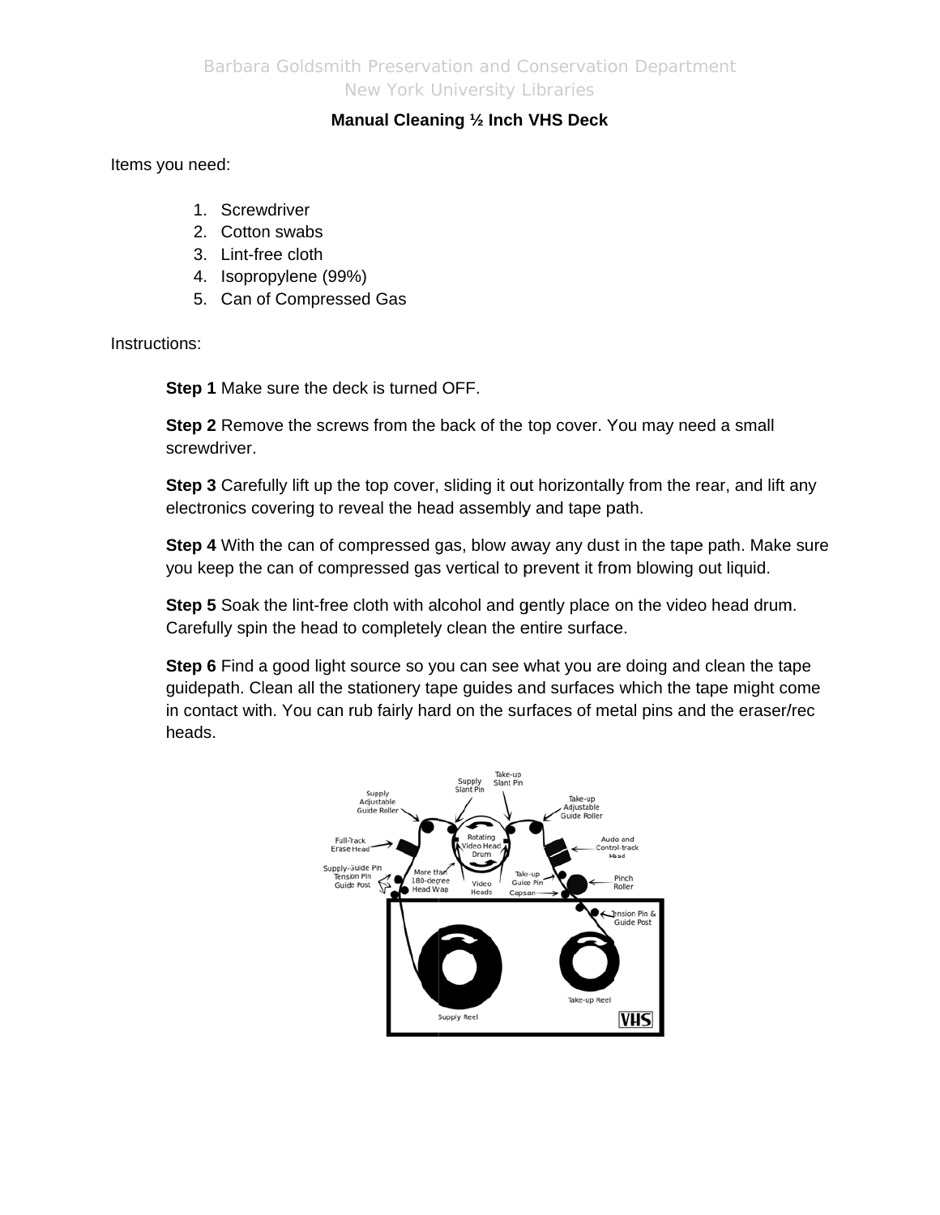**Manual Cleaning ½ Inch VHS Deck**

Items you need:

1. Screwdriver
2. Cotton swabs
3. Lint-free cloth
4. Isopropylene (99%)
5. Can of Compressed Gas

Instructions:

**Step 1** Make sure the deck is turned OFF.

**Step 2** Remove the screws from the back of the top cover. You may need a small screwdriver.

**Step 3** Carefully lift up the top cover, sliding it out horizontally from the rear, and lift any electronics covering to reveal the head assembly and tape path.

**Step 4** With the can of compressed gas, blow away any dust in the tape path. Make sure you keep the can of compressed gas vertical to prevent it from blowing out liquid.

**Step 5** Soak the lint-free cloth with alcohol and gently place on the video head drum. Carefully spin the head to completely clean the entire surface.

**Step 6** Find a good light source so you can see what you are doing and clean the tape guidepath. Clean all the stationery tape guides and surfaces which the tape might come in contact with. You can rub fairly hard on the surfaces of metal pins and the eraser/rec heads.

Supply Adjustable Guide Roller
Supply Slant Pin
Take-up Slant Pin
Take-up Adjustable Guide Roller
Full-Track Erase Head
Rotating Video Head Drum
Audio and Control-track Head
Supply-Guide Pin Tension Pin Guide Post
More than 180-degree Head Wrap
Video Heads
Take-up Guide Pin
Capstan
Pinch Roller
Tension Pin & Guide Post
Supply Reel
Take-up Reel
VHS